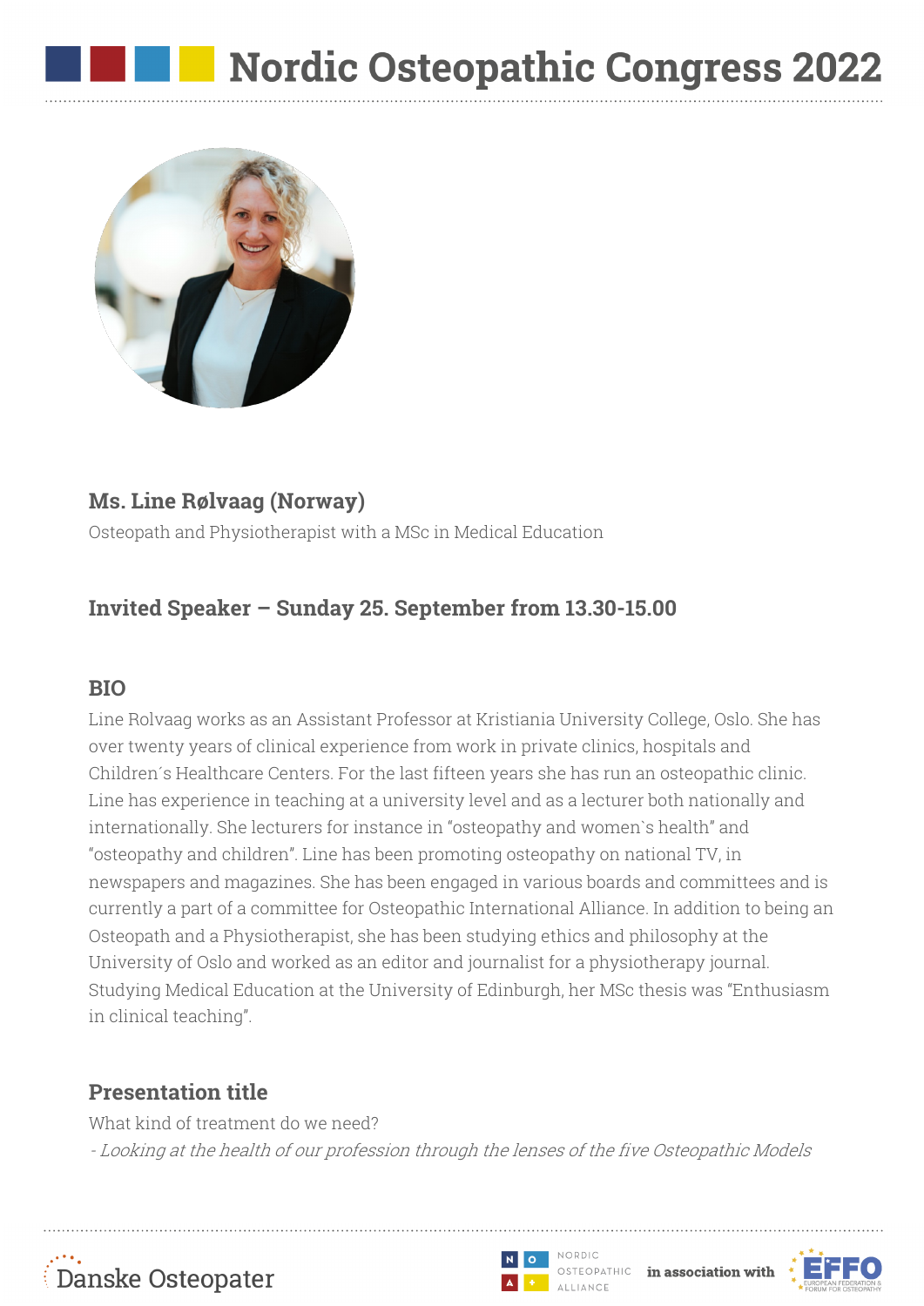# Nordic Osteopathic Congress 2022

## Ms. Line Rølvaag (Norway)

Osteopath and Physiotherapist with a MSc in Medical Education

## Invited Speaker – Sunday 25. September from 13.30-15.00

## BIO

Line Rolvaag works as an Assistant Professor at Kristiania University College, Oslo. She has over twenty years of clinical experience from work in private clinics, hospitals and Children´s Healthcare Centers. For the last fifteen years she has run an osteopathic clinic. Line has experience in teaching at a university level and as a lecturer both nationally and internationally. She lecturers for instance in "osteopathy and women`s health" and "osteopathy and children". Line has been promoting osteopathy on national TV, in newspapers and magazines. She has been engaged in various boards and committees and is currently a part of a committee for Osteopathic International Alliance. In addition to being an Osteopath and a Physiotherapist, she has been studying ethics and philosophy at the University of Oslo and worked as an editor and journalist for a physiotherapy journal. Studying Medical Education at the University of Edinburgh, her MSc thesis was "Enthusiasm in clinical teaching".

## Presentation title

What kind of treatment do we need?

*- Looking at the health of our profession through the lenses of the five Osteopathic Models*

Danske Osteopater

Nordic Osteopathic Alliance **in association with** EFFO European Federation & Forum for Osteopathy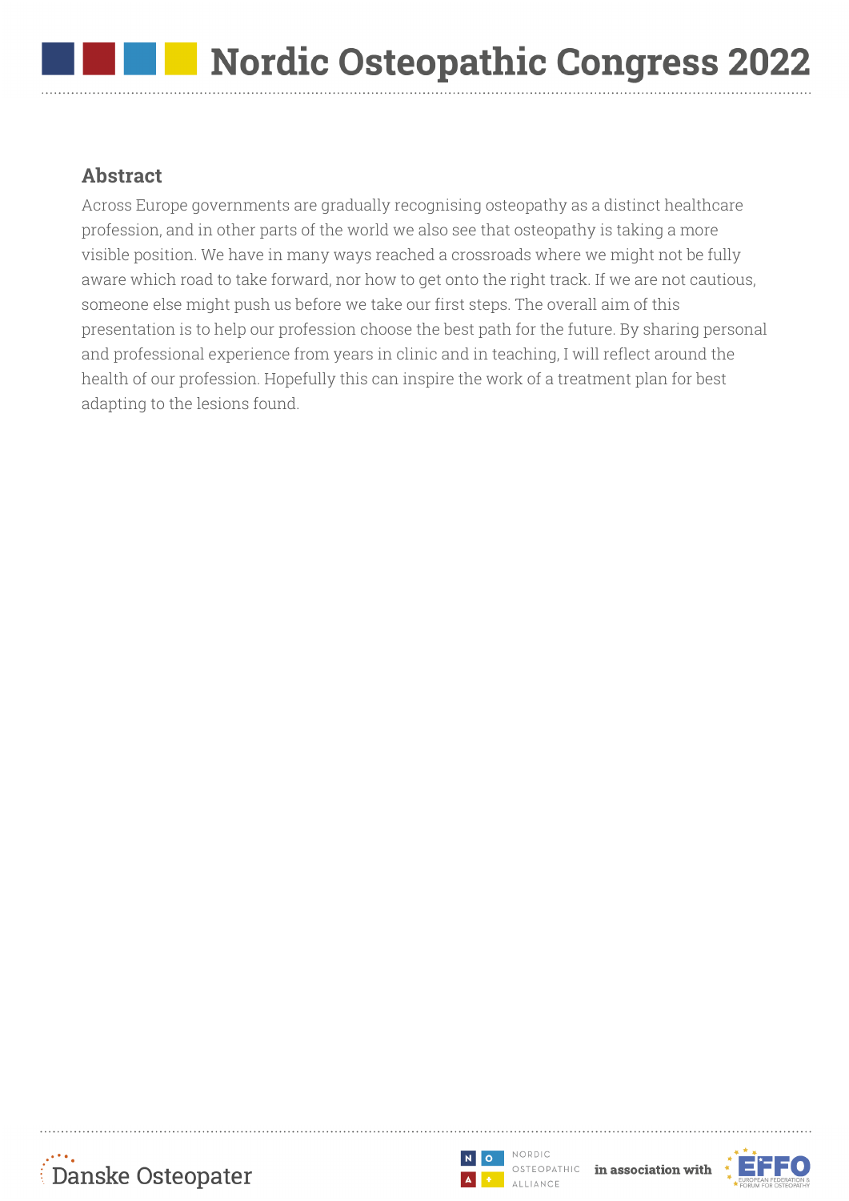## Abstract

Across Europe governments are gradually recognising osteopathy as a distinct healthcare profession, and in other parts of the world we also see that osteopathy is taking a more visible position. We have in many ways reached a crossroads where we might not be fully aware which road to take forward, nor how to get onto the right track. If we are not cautious, someone else might push us before we take our first steps. The overall aim of this presentation is to help our profession choose the best path for the future. By sharing personal and professional experience from years in clinic and in teaching, I will reflect around the health of our profession. Hopefully this can inspire the work of a treatment plan for best adapting to the lesions found.